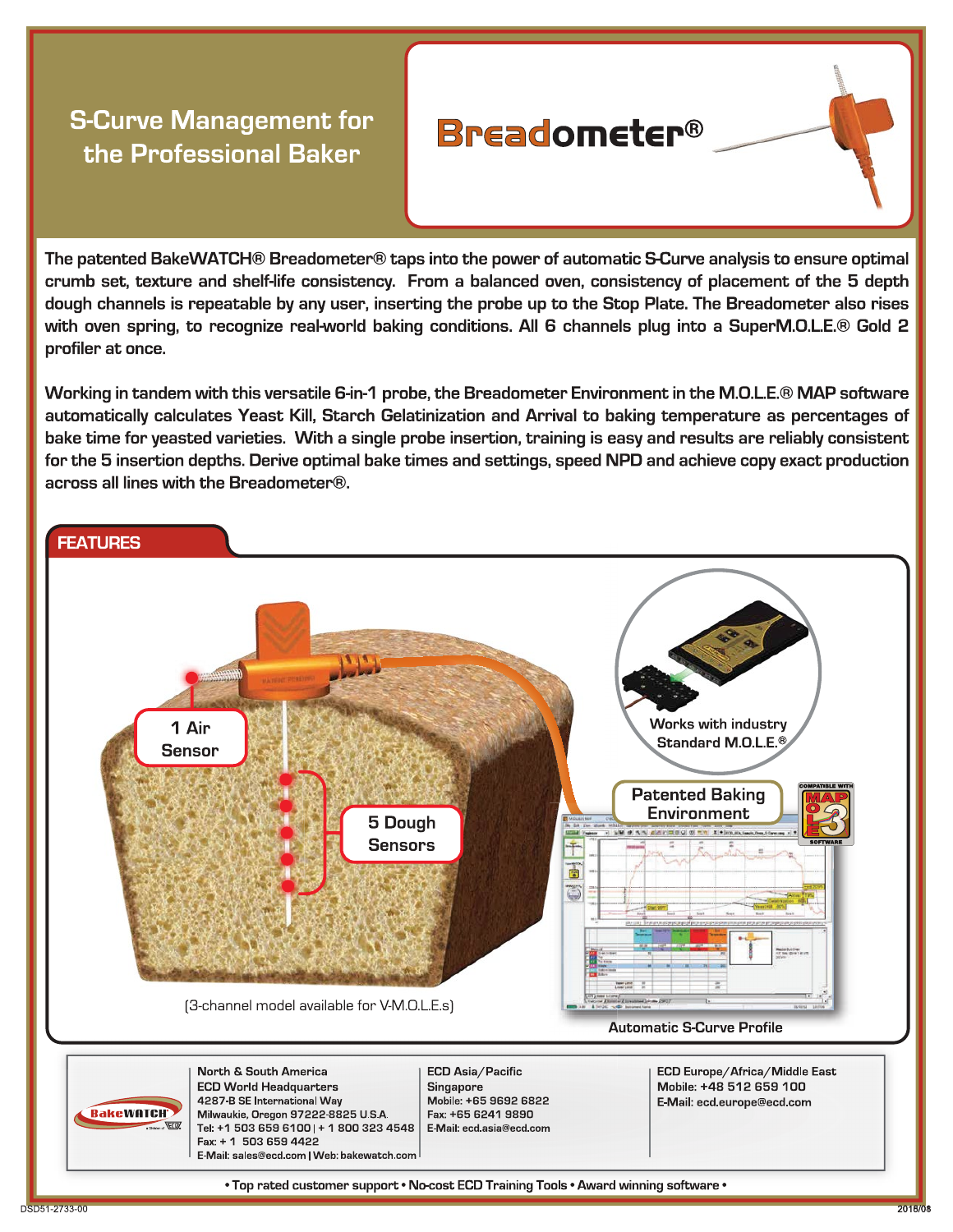# S-Curve Management for the Professional Baker

## Breadometer®

The patented BakeWATCH® Breadometer® taps into the power of automatic S-Curve analysis to ensure optimal crumb set, texture and shelf-life consistency. From a balanced oven, consistency of placement of the 5 depth dough channels is repeatable by any user, inserting the probe up to the Stop Plate. The Breadometer also rises with oven spring, to recognize real-world baking conditions. All 6 channels plug into a SuperM.O.L.E.® Gold 2 profiler at once.

Working in tandem with this versatile 6-in-1 probe, the Breadometer Environment in the M.O.L.E.® MAP software automatically calculates Yeast Kill, Starch Gelatinization and Arrival to baking temperature as percentages of bake time for yeasted varieties. With a single probe insertion, training is easy and results are reliably consistent for the 5 insertion depths. Derive optimal bake times and settings, speed NPD and achieve copy exact production across all lines with the Breadometer®.

## FEATURES

- 1 Air Sensor
- 5 Dough Sensors
- Works with industry Standard M.O.L.E.®
- Patented Baking Environment
- Compatible with MAP MOLE 3 Software

(3-channel model available for V-M.O.L.E.s)

Automatic S-Curve Profile

---

**North & South America**
ECD World Headquarters
4287-B SE International Way
Milwaukie, Oregon 97222-8825 U.S.A.
Tel: +1 503 659 6100 | + 1 800 323 4548
Fax: + 1 503 659 4422
E-Mail: sales@ecd.com | Web: bakewatch.com

**ECD Asia/Pacific**
Singapore
Mobile: +65 9692 6822
Fax: +65 6241 9890
E-Mail: ecd.asia@ecd.com

**ECD Europe/Africa/Middle East**
Mobile: +48 512 659 100
E-Mail: ecd.europe@ecd.com

• Top rated customer support • No-cost ECD Training Tools • Award winning software •

DSD51-2733-00

2018/08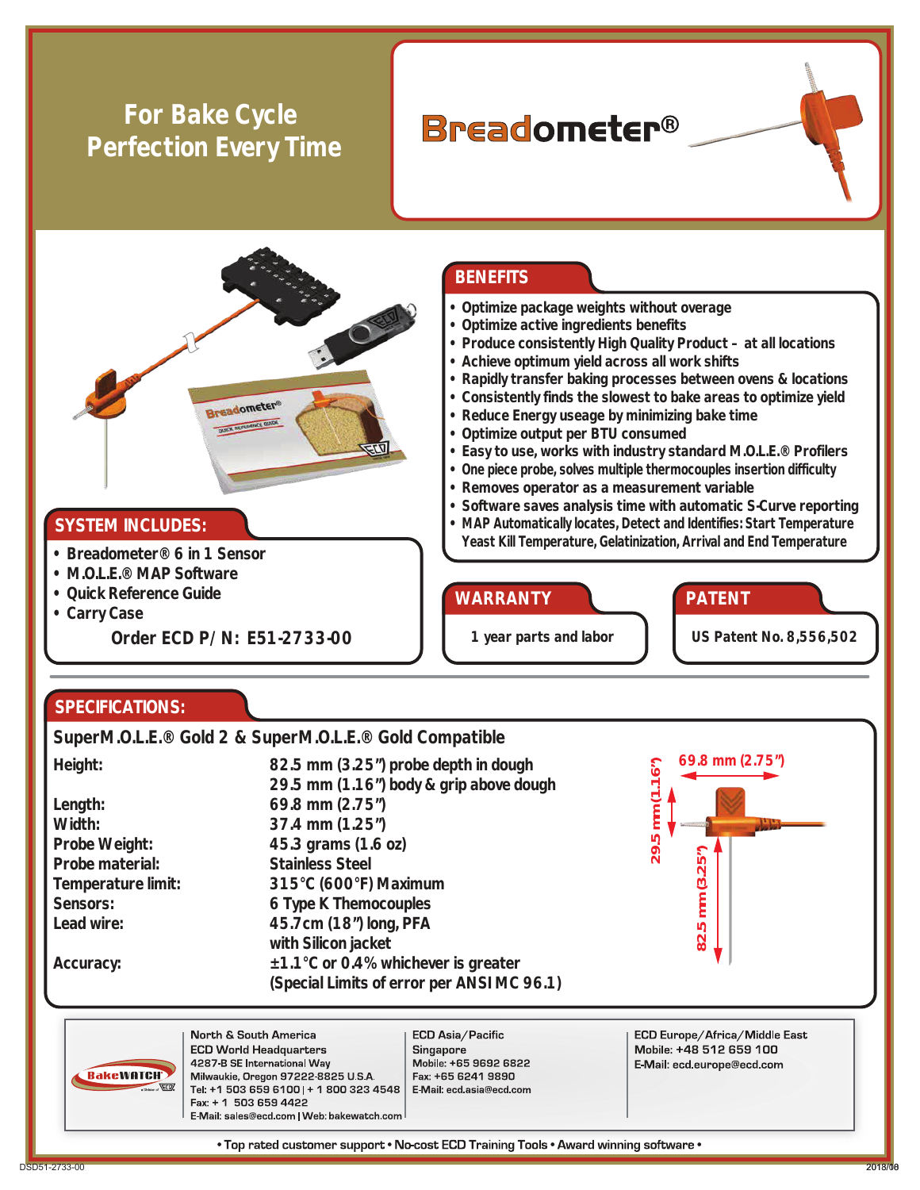# For Bake Cycle Perfection Every Time

## Breadometer®

## SYSTEM INCLUDES:

- Breadometer® 6 in 1 Sensor
- M.O.L.E.® MAP Software
- Quick Reference Guide
- Carry Case

**Order ECD P/N: E51-2733-00**

## BENEFITS

- Optimize package weights without overage
- Optimize active ingredients benefits
- Produce consistently High Quality Product – at all locations
- Achieve optimum yield across all work shifts
- Rapidly transfer baking processes between ovens & locations
- Consistently finds the slowest to bake areas to optimize yield
- Reduce Energy useage by minimizing bake time
- Optimize output per BTU consumed
- Easy to use, works with industry standard M.O.L.E.® Profilers
- One piece probe, solves multiple thermocouples insertion difficulty
- Removes operator as a measurement variable
- Software saves analysis time with automatic S-Curve reporting
- MAP Automatically locates, Detect and Identifies: Start Temperature Yeast Kill Temperature, Gelatinization, Arrival and End Temperature

## WARRANTY

1 year parts and labor

## PATENT

US Patent No. 8,556,502

## SPECIFICATIONS:

SuperM.O.L.E.® Gold 2 & SuperM.O.L.E.® Gold Compatible

| | |
|---|---|
| Height: | 82.5 mm (3.25") probe depth in dough<br>29.5 mm (1.16") body & grip above dough |
| Length: | 69.8 mm (2.75") |
| Width: | 37.4 mm (1.25") |
| Probe Weight: | 45.3 grams (1.6 oz) |
| Probe material: | Stainless Steel |
| Temperature limit: | 315°C (600°F) Maximum |
| Sensors: | 6 Type K Themocouples |
| Lead wire: | 45.7cm (18") long, PFA with Silicon jacket |
| Accuracy: | ±1.1°C or 0.4% whichever is greater (Special Limits of error per ANSI MC 96.1) |

69.8 mm (2.75")
29.5 mm (1.16")
82.5 mm (3.25")

BakeWATCH

North & South America
ECD World Headquarters
4287-B SE International Way
Milwaukie, Oregon 97222-8825 U.S.A.
Tel: +1 503 659 6100 | + 1 800 323 4548
Fax: + 1 503 659 4422
E-Mail: sales@ecd.com | Web: bakewatch.com

ECD Asia/Pacific
Singapore
Mobile: +65 9692 6822
Fax: +65 6241 9890
E-Mail: ecd.asia@ecd.com

ECD Europe/Africa/Middle East
Mobile: +48 512 659 100
E-Mail: ecd.europe@ecd.com

• Top rated customer support • No-cost ECD Training Tools • Award winning software •

DSD51-2733-00